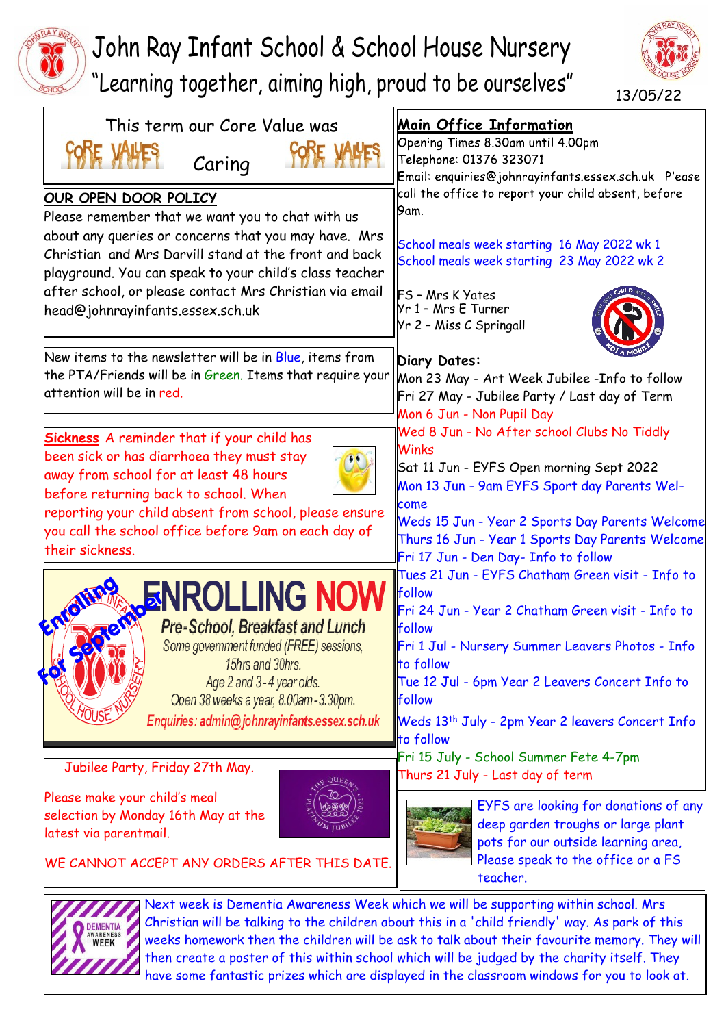# John Ray Infant School & School House Nursery

"Learning together, aiming high, proud to be ourselves"

13/05/22

This term our Core Value was

CORE VALUES Caring CORE VALUES

## OUR OPEN DOOR POLICY

Please remember that we want you to chat with us about any queries or concerns that you may have. Mrs Christian and Mrs Darvill stand at the front and back playground. You can speak to your child's class teacher after school, or please contact Mrs Christian via email head@johnrayinfants.essex.sch.uk

New items to the newsletter will be in Blue, items from the PTA/Friends will be in Green. Items that require your attention will be in red.

**Sickness** A reminder that if your child has been sick or has diarrhoea they must stay away from school for at least 48 hours before returning back to school. When reporting your child absent from school, please ensure you call the school office before 9am on each day of their sickness.

Enrolling For September

**ENROLLING NOW**

**Pre-School, Breakfast and Lunch**

Some government funded (FREE) sessions, 15hrs and 30hrs.

Age 2 and 3 - 4 year olds.

Open 38 weeks a year, 8.00am - 3.30pm.

Enquiries: admin@johnrayinfants.essex.sch.uk

Jubilee Party, Friday 27th May.

Please make your child's meal selection by Monday 16th May at the latest via parentmail.

WE CANNOT ACCEPT ANY ORDERS AFTER THIS DATE.

## Main Office Information

Opening Times 8.30am until 4.00pm

Telephone: 01376 323071

Email: enquiries@johnrayinfants.essex.sch.uk Please call the office to report your child absent, before 9am.

School meals week starting 16 May 2022 wk 1

School meals week starting 23 May 2022 wk 2

FS – Mrs K Yates

Yr 1 – Mrs E Turner

Yr 2 – Miss C Springall

**Diary Dates:**

Mon 23 May - Art Week Jubilee -Info to follow

Fri 27 May - Jubilee Party / Last day of Term

Mon 6 Jun - Non Pupil Day

Wed 8 Jun - No After school Clubs No Tiddly Winks

Sat 11 Jun - EYFS Open morning Sept 2022

Mon 13 Jun - 9am EYFS Sport day Parents Welcome

Weds 15 Jun - Year 2 Sports Day Parents Welcome

Thurs 16 Jun - Year 1 Sports Day Parents Welcome

Fri 17 Jun - Den Day- Info to follow

Tues 21 Jun - EYFS Chatham Green visit - Info to follow

Fri 24 Jun - Year 2 Chatham Green visit - Info to follow

Fri 1 Jul - Nursery Summer Leavers Photos - Info to follow

Tue 12 Jul - 6pm Year 2 Leavers Concert Info to follow

Weds 13th July - 2pm Year 2 leavers Concert Info to follow

Fri 15 July - School Summer Fete 4-7pm

Thurs 21 July - Last day of term

EYFS are looking for donations of any deep garden troughs or large plant pots for our outside learning area, Please speak to the office or a FS teacher.

Next week is Dementia Awareness Week which we will be supporting within school. Mrs Christian will be talking to the children about this in a 'child friendly' way. As park of this weeks homework then the children will be ask to talk about their favourite memory. They will then create a poster of this within school which will be judged by the charity itself. They have some fantastic prizes which are displayed in the classroom windows for you to look at.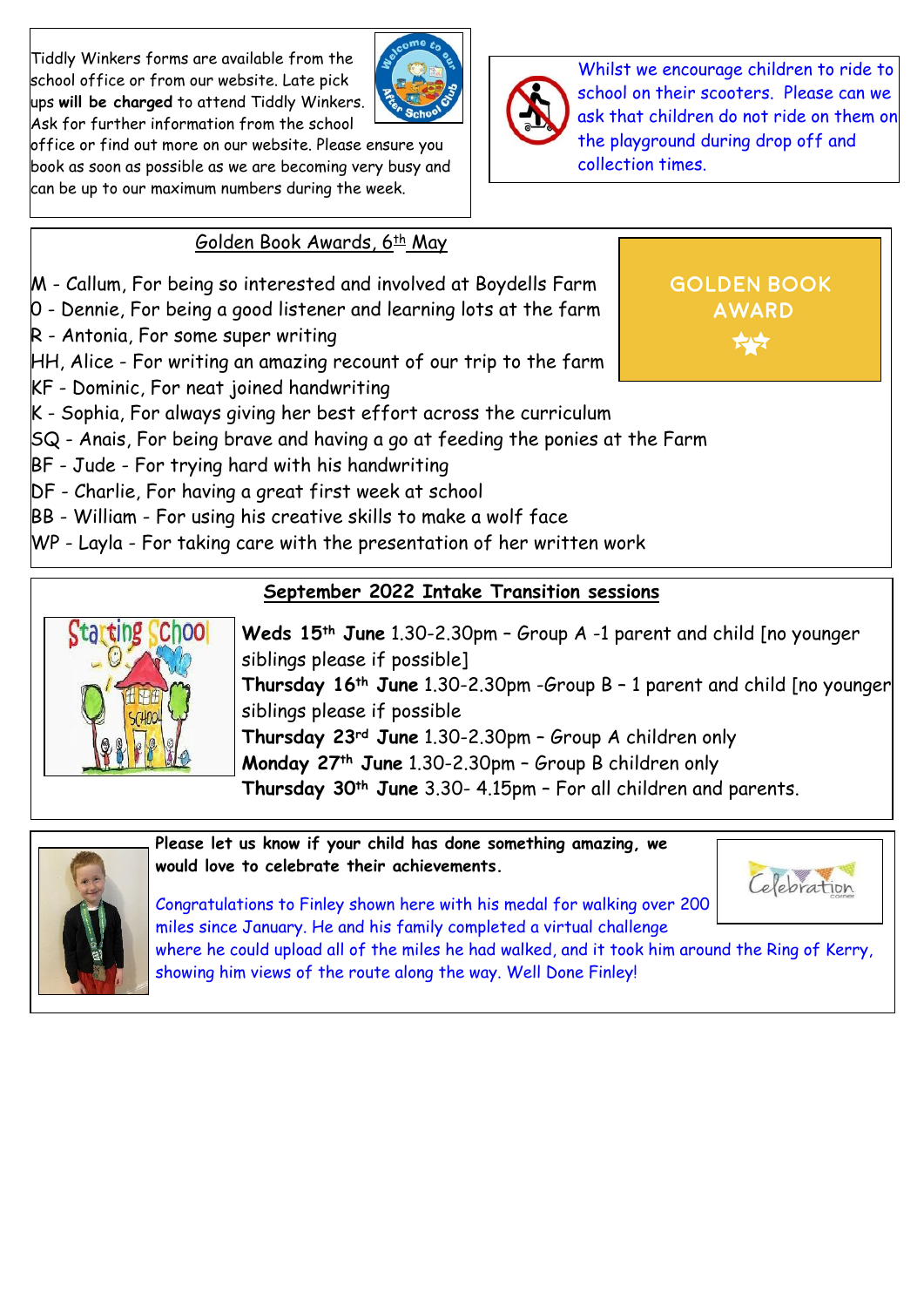Tiddly Winkers forms are available from the school office or from our website. Late pick ups **will be charged** to attend Tiddly Winkers. Ask for further information from the school office or find out more on our website. Please ensure you book as soon as possible as we are becoming very busy and can be up to our maximum numbers during the week.

Whilst we encourage children to ride to school on their scooters. Please can we ask that children do not ride on them on the playground during drop off and collection times.

## Golden Book Awards, 6th May

GOLDEN BOOK AWARD

M - Callum, For being so interested and involved at Boydells Farm
O - Dennie, For being a good listener and learning lots at the farm
R - Antonia, For some super writing
HH, Alice - For writing an amazing recount of our trip to the farm
KF - Dominic, For neat joined handwriting
K - Sophia, For always giving her best effort across the curriculum
SQ - Anais, For being brave and having a go at feeding the ponies at the Farm
BF - Jude - For trying hard with his handwriting
DF - Charlie, For having a great first week at school
BB - William - For using his creative skills to make a wolf face
WP - Layla - For taking care with the presentation of her written work

## September 2022 Intake Transition sessions

**Weds 15th June** 1.30-2.30pm – Group A -1 parent and child [no younger siblings please if possible]
**Thursday 16th June** 1.30-2.30pm -Group B – 1 parent and child [no younger siblings please if possible
**Thursday 23rd June** 1.30-2.30pm – Group A children only
**Monday 27th June** 1.30-2.30pm – Group B children only
**Thursday 30th June** 3.30- 4.15pm – For all children and parents.

**Please let us know if your child has done something amazing, we would love to celebrate their achievements.**

Congratulations to Finley shown here with his medal for walking over 200 miles since January. He and his family completed a virtual challenge where he could upload all of the miles he had walked, and it took him around the Ring of Kerry, showing him views of the route along the way. Well Done Finley!